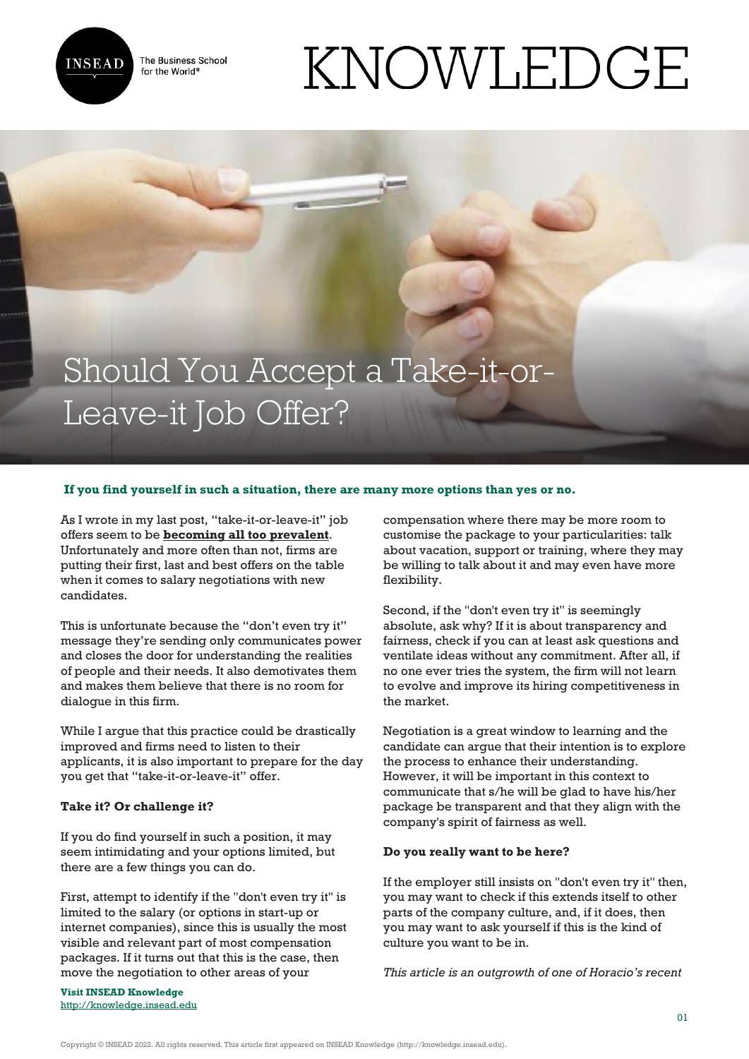# Should You Accept a Take-it-or-Leave-it Job Offer?

**If you find yourself in such a situation, there are many more options than yes or no.**

As I wrote in my last post, "take-it-or-leave-it" job offers seem to be **becoming all too prevalent**. Unfortunately and more often than not, firms are putting their first, last and best offers on the table when it comes to salary negotiations with new candidates.

This is unfortunate because the "don't even try it" message they're sending only communicates power and closes the door for understanding the realities of people and their needs. It also demotivates them and makes them believe that there is no room for dialogue in this firm.

While I argue that this practice could be drastically improved and firms need to listen to their applicants, it is also important to prepare for the day you get that "take-it-or-leave-it" offer.

**Take it? Or challenge it?**

If you do find yourself in such a position, it may seem intimidating and your options limited, but there are a few things you can do.

First, attempt to identify if the "don't even try it" is limited to the salary (or options in start-up or internet companies), since this is usually the most visible and relevant part of most compensation packages. If it turns out that this is the case, then move the negotiation to other areas of your compensation where there may be more room to customise the package to your particularities: talk about vacation, support or training, where they may be willing to talk about it and may even have more flexibility.

Second, if the "don't even try it" is seemingly absolute, ask why? If it is about transparency and fairness, check if you can at least ask questions and ventilate ideas without any commitment. After all, if no one ever tries the system, the firm will not learn to evolve and improve its hiring competitiveness in the market.

Negotiation is a great window to learning and the candidate can argue that their intention is to explore the process to enhance their understanding. However, it will be important in this context to communicate that s/he will be glad to have his/her package be transparent and that they align with the company's spirit of fairness as well.

**Do you really want to be here?**

If the employer still insists on "don't even try it" then, you may want to check if this extends itself to other parts of the company culture, and, if it does, then you may want to ask yourself if this is the kind of culture you want to be in.

*This article is an outgrowth of one of Horacio's recent*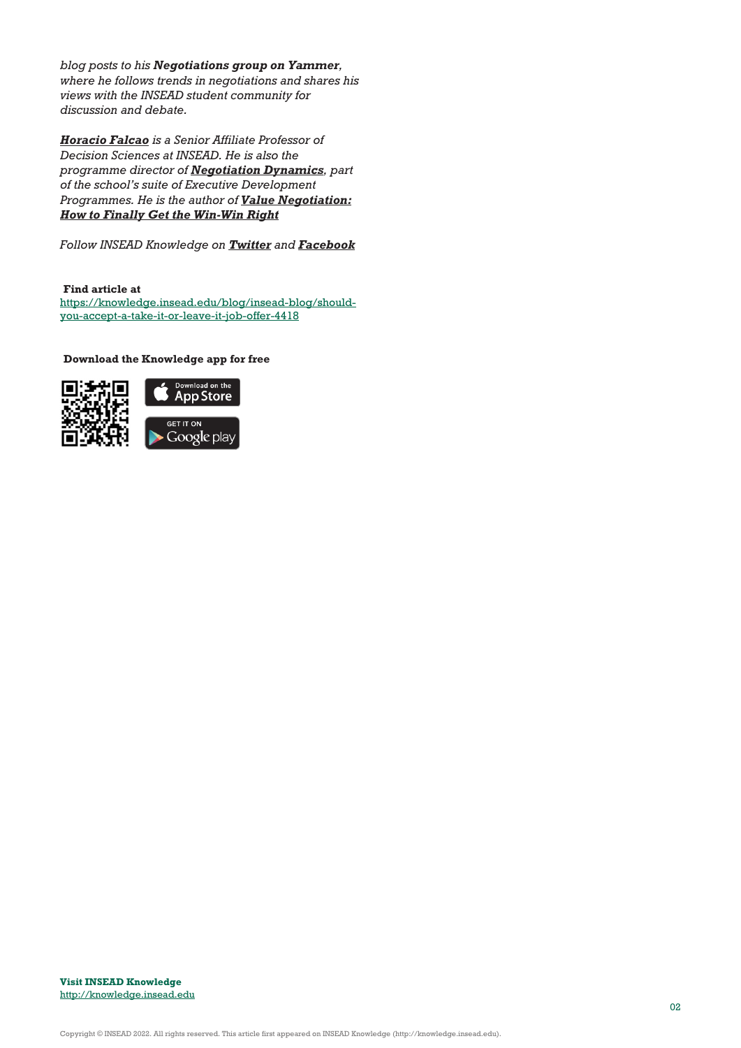*blog posts to his **Negotiations group on Yammer**, where he follows trends in negotiations and shares his views with the INSEAD student community for discussion and debate.*

***Horacio Falcao** is a Senior Affiliate Professor of Decision Sciences at INSEAD. He is also the programme director of **Negotiation Dynamics**, part of the school's suite of Executive Development Programmes. He is the author of **Value Negotiation: How to Finally Get the Win-Win Right***

*Follow INSEAD Knowledge on **Twitter** and **Facebook***

**Find article at**
https://knowledge.insead.edu/blog/insead-blog/should-you-accept-a-take-it-or-leave-it-job-offer-4418

**Download the Knowledge app for free**

Download on the App Store

GET IT ON Google play

**Visit INSEAD Knowledge**
http://knowledge.insead.edu

Copyright © INSEAD 2022. All rights reserved. This article first appeared on INSEAD Knowledge (http://knowledge.insead.edu).